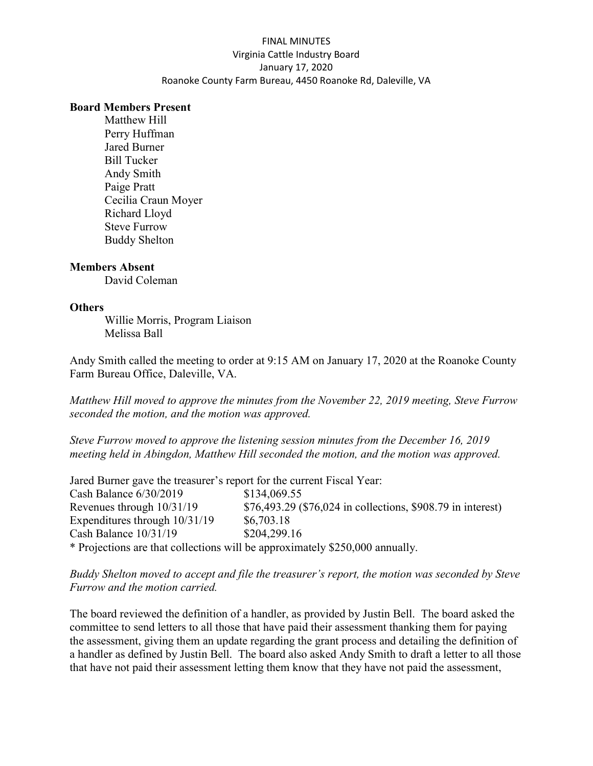FINAL MINUTES
Virginia Cattle Industry Board
January 17, 2020
Roanoke County Farm Bureau, 4450 Roanoke Rd, Daleville, VA

**Board Members Present**

Matthew Hill
Perry Huffman
Jared Burner
Bill Tucker
Andy Smith
Paige Pratt
Cecilia Craun Moyer
Richard Lloyd
Steve Furrow
Buddy Shelton

**Members Absent**

David Coleman

**Others**

Willie Morris, Program Liaison
Melissa Ball

Andy Smith called the meeting to order at 9:15 AM on January 17, 2020 at the Roanoke County Farm Bureau Office, Daleville, VA.

*Matthew Hill moved to approve the minutes from the November 22, 2019 meeting, Steve Furrow seconded the motion, and the motion was approved.*

*Steve Furrow moved to approve the listening session minutes from the December 16, 2019 meeting held in Abingdon, Matthew Hill seconded the motion, and the motion was approved.*

Jared Burner gave the treasurer's report for the current Fiscal Year:

| | |
|---|---|
| Cash Balance 6/30/2019 | $134,069.55 |
| Revenues through 10/31/19 | $76,493.29 ($76,024 in collections, $908.79 in interest) |
| Expenditures through 10/31/19 | $6,703.18 |
| Cash Balance 10/31/19 | $204,299.16 |

* Projections are that collections will be approximately $250,000 annually.

*Buddy Shelton moved to accept and file the treasurer's report, the motion was seconded by Steve Furrow and the motion carried.*

The board reviewed the definition of a handler, as provided by Justin Bell. The board asked the committee to send letters to all those that have paid their assessment thanking them for paying the assessment, giving them an update regarding the grant process and detailing the definition of a handler as defined by Justin Bell. The board also asked Andy Smith to draft a letter to all those that have not paid their assessment letting them know that they have not paid the assessment,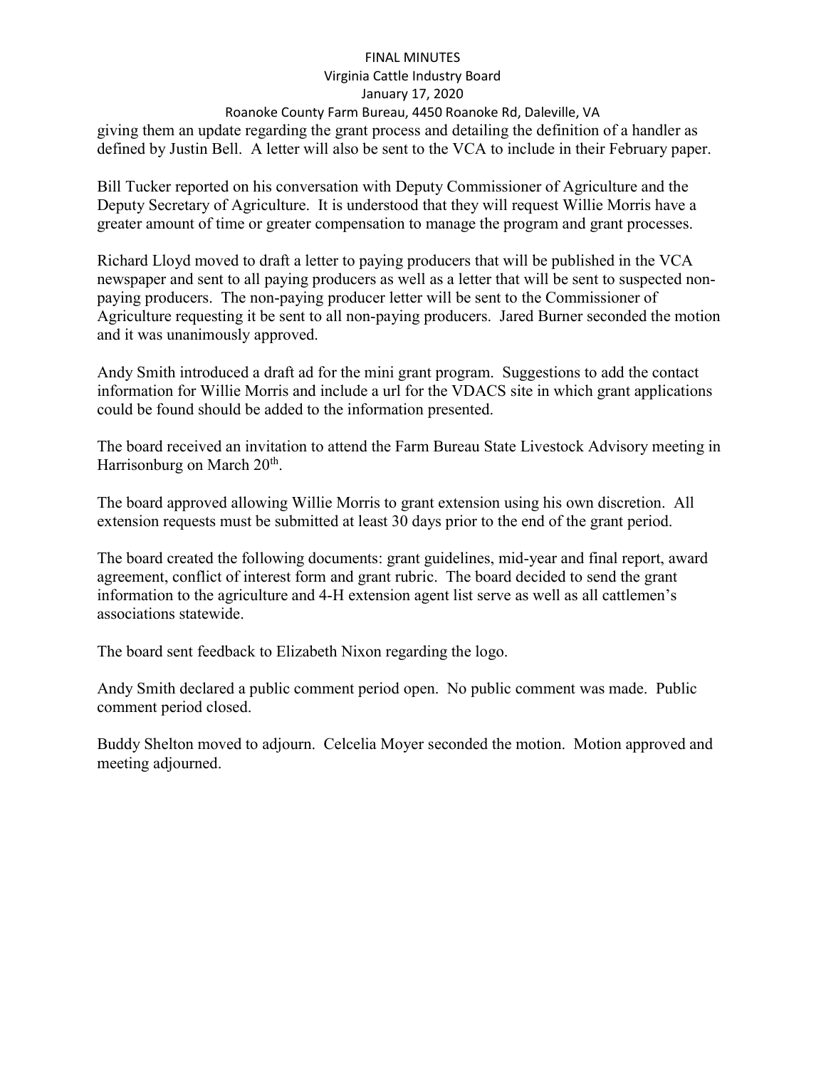giving them an update regarding the grant process and detailing the definition of a handler as defined by Justin Bell. A letter will also be sent to the VCA to include in their February paper.

Bill Tucker reported on his conversation with Deputy Commissioner of Agriculture and the Deputy Secretary of Agriculture. It is understood that they will request Willie Morris have a greater amount of time or greater compensation to manage the program and grant processes.

Richard Lloyd moved to draft a letter to paying producers that will be published in the VCA newspaper and sent to all paying producers as well as a letter that will be sent to suspected non-paying producers. The non-paying producer letter will be sent to the Commissioner of Agriculture requesting it be sent to all non-paying producers. Jared Burner seconded the motion and it was unanimously approved.

Andy Smith introduced a draft ad for the mini grant program. Suggestions to add the contact information for Willie Morris and include a url for the VDACS site in which grant applications could be found should be added to the information presented.

The board received an invitation to attend the Farm Bureau State Livestock Advisory meeting in Harrisonburg on March 20th.

The board approved allowing Willie Morris to grant extension using his own discretion. All extension requests must be submitted at least 30 days prior to the end of the grant period.

The board created the following documents: grant guidelines, mid-year and final report, award agreement, conflict of interest form and grant rubric. The board decided to send the grant information to the agriculture and 4-H extension agent list serve as well as all cattlemen's associations statewide.

The board sent feedback to Elizabeth Nixon regarding the logo.

Andy Smith declared a public comment period open. No public comment was made. Public comment period closed.

Buddy Shelton moved to adjourn. Celcelia Moyer seconded the motion. Motion approved and meeting adjourned.